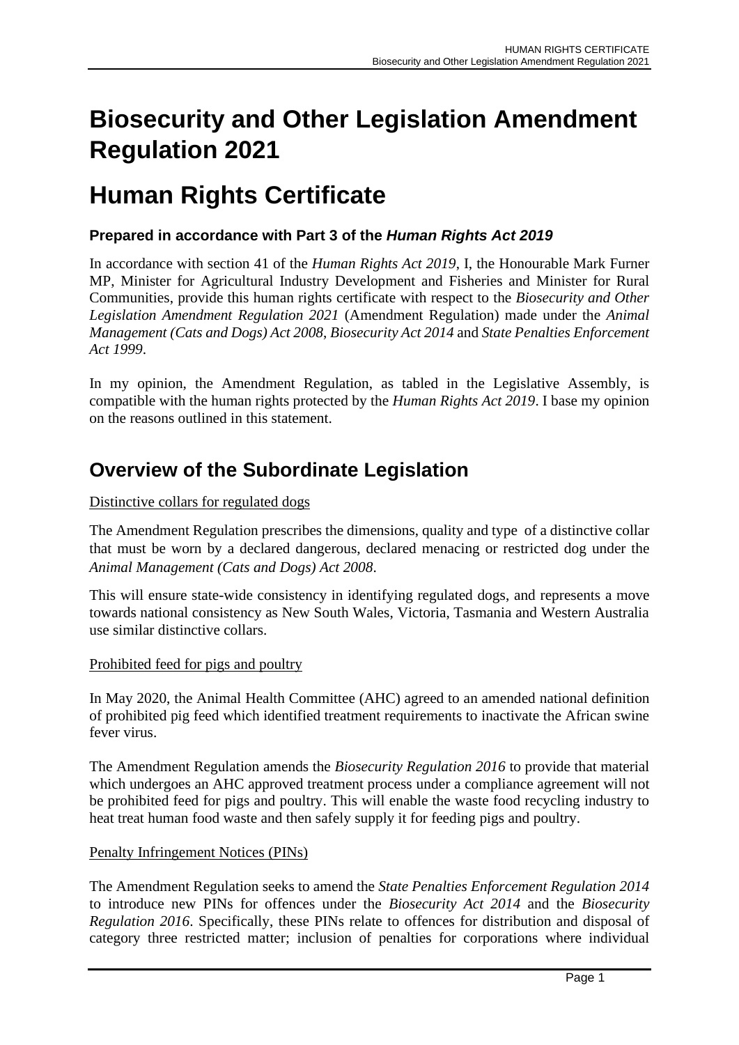# Biosecurity and Other Legislation Amendment Regulation 2021

# Human Rights Certificate

### Prepared in accordance with Part 3 of the *Human Rights Act 2019*

In accordance with section 41 of the *Human Rights Act 2019*, I, the Honourable Mark Furner MP, Minister for Agricultural Industry Development and Fisheries and Minister for Rural Communities, provide this human rights certificate with respect to the *Biosecurity and Other Legislation Amendment Regulation 2021* (Amendment Regulation) made under the *Animal Management (Cats and Dogs) Act 2008*, *Biosecurity Act 2014* and *State Penalties Enforcement Act 1999*.

In my opinion, the Amendment Regulation, as tabled in the Legislative Assembly, is compatible with the human rights protected by the *Human Rights Act 2019*. I base my opinion on the reasons outlined in this statement.

## Overview of the Subordinate Legislation

<u>Distinctive collars for regulated dogs</u>

The Amendment Regulation prescribes the dimensions, quality and type of a distinctive collar that must be worn by a declared dangerous, declared menacing or restricted dog under the *Animal Management (Cats and Dogs) Act 2008*.

This will ensure state-wide consistency in identifying regulated dogs, and represents a move towards national consistency as New South Wales, Victoria, Tasmania and Western Australia use similar distinctive collars.

<u>Prohibited feed for pigs and poultry</u>

In May 2020, the Animal Health Committee (AHC) agreed to an amended national definition of prohibited pig feed which identified treatment requirements to inactivate the African swine fever virus.

The Amendment Regulation amends the *Biosecurity Regulation 2016* to provide that material which undergoes an AHC approved treatment process under a compliance agreement will not be prohibited feed for pigs and poultry. This will enable the waste food recycling industry to heat treat human food waste and then safely supply it for feeding pigs and poultry.

<u>Penalty Infringement Notices (PINs)</u>

The Amendment Regulation seeks to amend the *State Penalties Enforcement Regulation 2014* to introduce new PINs for offences under the *Biosecurity Act 2014* and the *Biosecurity Regulation 2016*. Specifically, these PINs relate to offences for distribution and disposal of category three restricted matter; inclusion of penalties for corporations where individual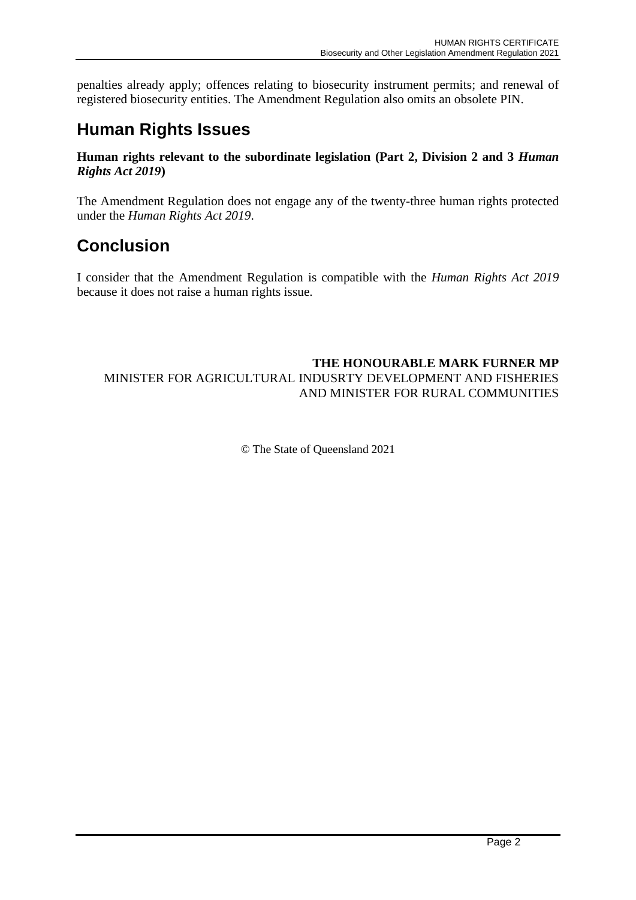penalties already apply; offences relating to biosecurity instrument permits; and renewal of registered biosecurity entities. The Amendment Regulation also omits an obsolete PIN.

## Human Rights Issues

**Human rights relevant to the subordinate legislation (Part 2, Division 2 and 3 *Human Rights Act 2019*)**

The Amendment Regulation does not engage any of the twenty-three human rights protected under the *Human Rights Act 2019*.

## Conclusion

I consider that the Amendment Regulation is compatible with the *Human Rights Act 2019* because it does not raise a human rights issue.

**THE HONOURABLE MARK FURNER MP**
MINISTER FOR AGRICULTURAL INDUSRTY DEVELOPMENT AND FISHERIES
AND MINISTER FOR RURAL COMMUNITIES

© The State of Queensland 2021